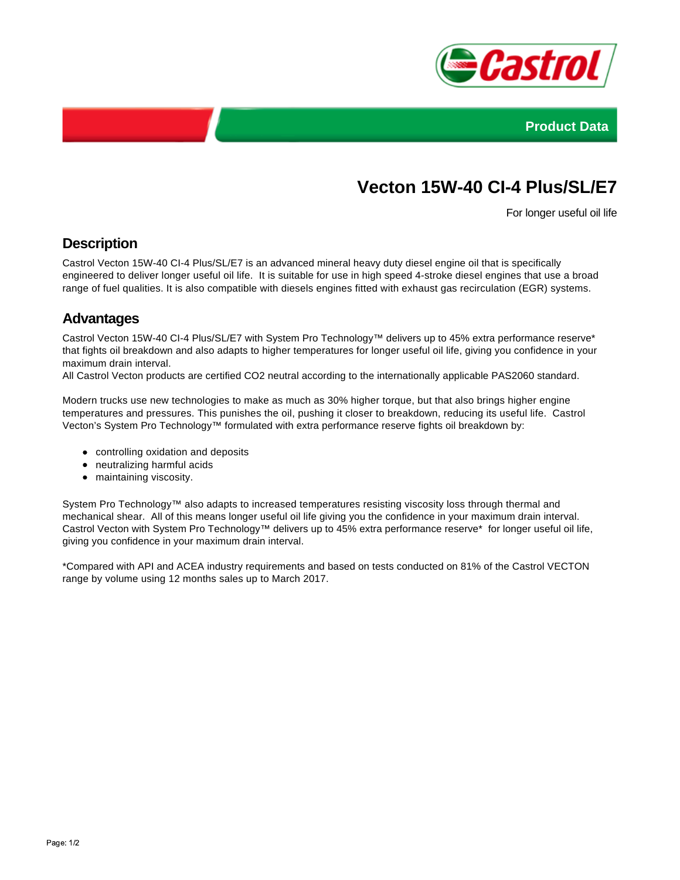Product Data

# Vecton 15W-40 CI-4 Plus/SL/E7

For longer useful oil life

## Description

Castrol Vecton 15W-40 CI-4 Plus/SL/E7 is an advanced mineral heavy duty diesel engine oil that is specifically engineered to deliver longer useful oil life. It is suitable for use in high speed 4-stroke diesel engines that use a broad range of fuel qualities. It is also compatible with diesels engines fitted with exhaust gas recirculation (EGR) systems.

## Advantages

Castrol Vecton 15W-40 CI-4 Plus/SL/E7 with System Pro Technology™ delivers up to 45% extra performance reserve* that fights oil breakdown and also adapts to higher temperatures for longer useful oil life, giving you confidence in your maximum drain interval.
All Castrol Vecton products are certified CO2 neutral according to the internationally applicable PAS2060 standard.

Modern trucks use new technologies to make as much as 30% higher torque, but that also brings higher engine temperatures and pressures. This punishes the oil, pushing it closer to breakdown, reducing its useful life. Castrol Vecton's System Pro Technology™ formulated with extra performance reserve fights oil breakdown by:

- controlling oxidation and deposits
- neutralizing harmful acids
- maintaining viscosity.

System Pro Technology™ also adapts to increased temperatures resisting viscosity loss through thermal and mechanical shear. All of this means longer useful oil life giving you the confidence in your maximum drain interval. Castrol Vecton with System Pro Technology™ delivers up to 45% extra performance reserve* for longer useful oil life, giving you confidence in your maximum drain interval.

*Compared with API and ACEA industry requirements and based on tests conducted on 81% of the Castrol VECTON range by volume using 12 months sales up to March 2017.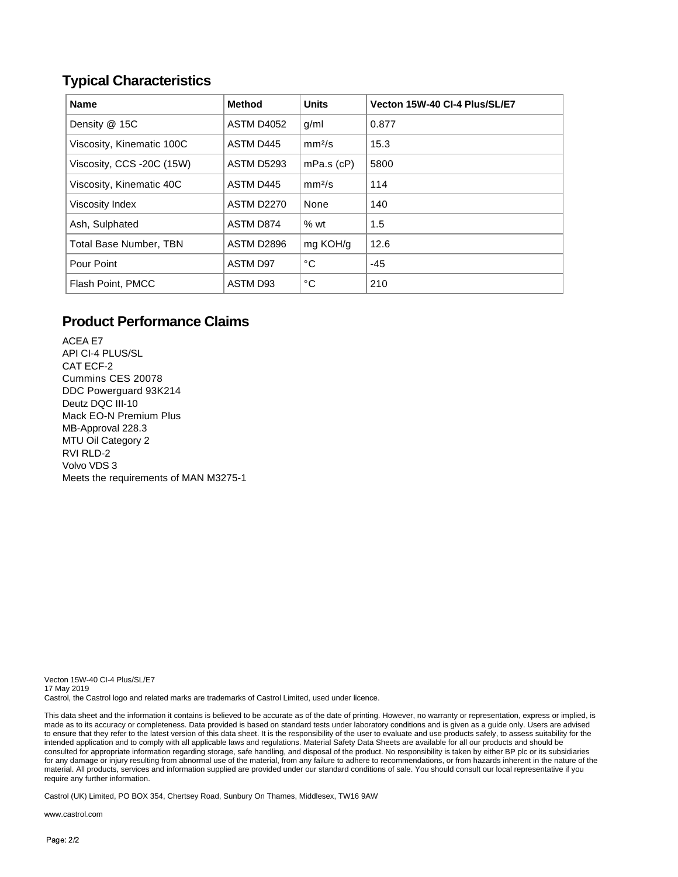## Typical Characteristics

| Name | Method | Units | Vecton 15W-40 CI-4 Plus/SL/E7 |
|---|---|---|---|
| Density @ 15C | ASTM D4052 | g/ml | 0.877 |
| Viscosity, Kinematic 100C | ASTM D445 | mm²/s | 15.3 |
| Viscosity, CCS -20C (15W) | ASTM D5293 | mPa.s (cP) | 5800 |
| Viscosity, Kinematic 40C | ASTM D445 | mm²/s | 114 |
| Viscosity Index | ASTM D2270 | None | 140 |
| Ash, Sulphated | ASTM D874 | % wt | 1.5 |
| Total Base Number, TBN | ASTM D2896 | mg KOH/g | 12.6 |
| Pour Point | ASTM D97 | °C | -45 |
| Flash Point, PMCC | ASTM D93 | °C | 210 |

## Product Performance Claims

ACEA E7
API CI-4 PLUS/SL
CAT ECF-2
Cummins CES 20078
DDC Powerguard 93K214
Deutz DQC III-10
Mack EO-N Premium Plus
MB-Approval 228.3
MTU Oil Category 2
RVI RLD-2
Volvo VDS 3
Meets the requirements of MAN M3275-1

Vecton 15W-40 CI-4 Plus/SL/E7
17 May 2019
Castrol, the Castrol logo and related marks are trademarks of Castrol Limited, used under licence.

This data sheet and the information it contains is believed to be accurate as of the date of printing. However, no warranty or representation, express or implied, is made as to its accuracy or completeness. Data provided is based on standard tests under laboratory conditions and is given as a guide only. Users are advised to ensure that they refer to the latest version of this data sheet. It is the responsibility of the user to evaluate and use products safely, to assess suitability for the intended application and to comply with all applicable laws and regulations. Material Safety Data Sheets are available for all our products and should be consulted for appropriate information regarding storage, safe handling, and disposal of the product. No responsibility is taken by either BP plc or its subsidiaries for any damage or injury resulting from abnormal use of the material, from any failure to adhere to recommendations, or from hazards inherent in the nature of the material. All products, services and information supplied are provided under our standard conditions of sale. You should consult our local representative if you require any further information.

Castrol (UK) Limited, PO BOX 354, Chertsey Road, Sunbury On Thames, Middlesex, TW16 9AW

www.castrol.com